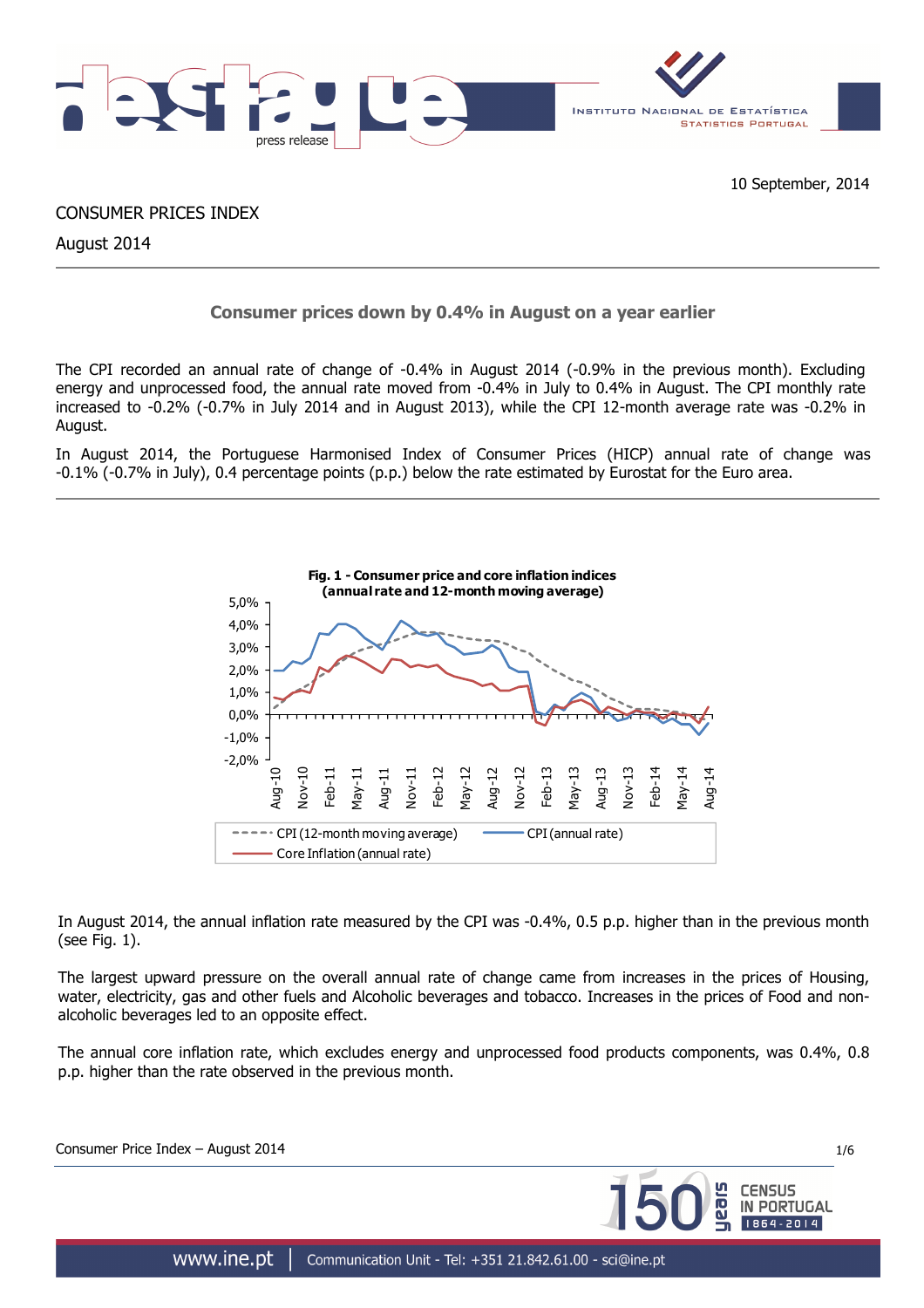10 September, 2014

CONSUMER PRICES INDEX

August 2014

## Consumer prices down by 0.4% in August on a year earlier

The CPI recorded an annual rate of change of -0.4% in August 2014 (-0.9% in the previous month). Excluding energy and unprocessed food, the annual rate moved from -0.4% in July to 0.4% in August. The CPI monthly rate increased to -0.2% (-0.7% in July 2014 and in August 2013), while the CPI 12-month average rate was -0.2% in August.

In August 2014, the Portuguese Harmonised Index of Consumer Prices (HICP) annual rate of change was -0.1% (-0.7% in July), 0.4 percentage points (p.p.) below the rate estimated by Eurostat for the Euro area.

**Fig. 1 - Consumer price and core inflation indices (annual rate and 12-month moving average)**

In August 2014, the annual inflation rate measured by the CPI was -0.4%, 0.5 p.p. higher than in the previous month (see Fig. 1).

The largest upward pressure on the overall annual rate of change came from increases in the prices of Housing, water, electricity, gas and other fuels and Alcoholic beverages and tobacco. Increases in the prices of Food and non-alcoholic beverages led to an opposite effect.

The annual core inflation rate, which excludes energy and unprocessed food products components, was 0.4%, 0.8 p.p. higher than the rate observed in the previous month.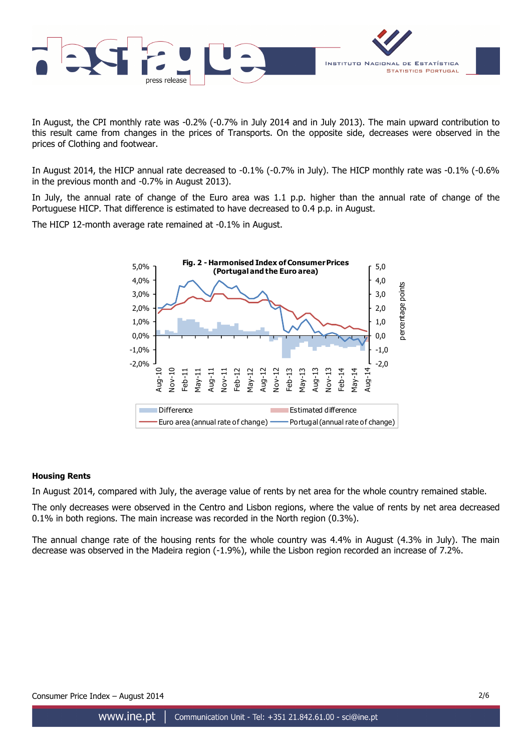In August, the CPI monthly rate was -0.2% (-0.7% in July 2014 and in July 2013). The main upward contribution to this result came from changes in the prices of Transports. On the opposite side, decreases were observed in the prices of Clothing and footwear.

In August 2014, the HICP annual rate decreased to -0.1% (-0.7% in July). The HICP monthly rate was -0.1% (-0.6% in the previous month and -0.7% in August 2013).

In July, the annual rate of change of the Euro area was 1.1 p.p. higher than the annual rate of change of the Portuguese HICP. That difference is estimated to have decreased to 0.4 p.p. in August.

The HICP 12-month average rate remained at -0.1% in August.

**Fig. 2 - Harmonised Index of Consumer Prices (Portugal and the Euro area)**

### Housing Rents

In August 2014, compared with July, the average value of rents by net area for the whole country remained stable.

The only decreases were observed in the Centro and Lisbon regions, where the value of rents by net area decreased 0.1% in both regions. The main increase was recorded in the North region (0.3%).

The annual change rate of the housing rents for the whole country was 4.4% in August (4.3% in July). The main decrease was observed in the Madeira region (-1.9%), while the Lisbon region recorded an increase of 7.2%.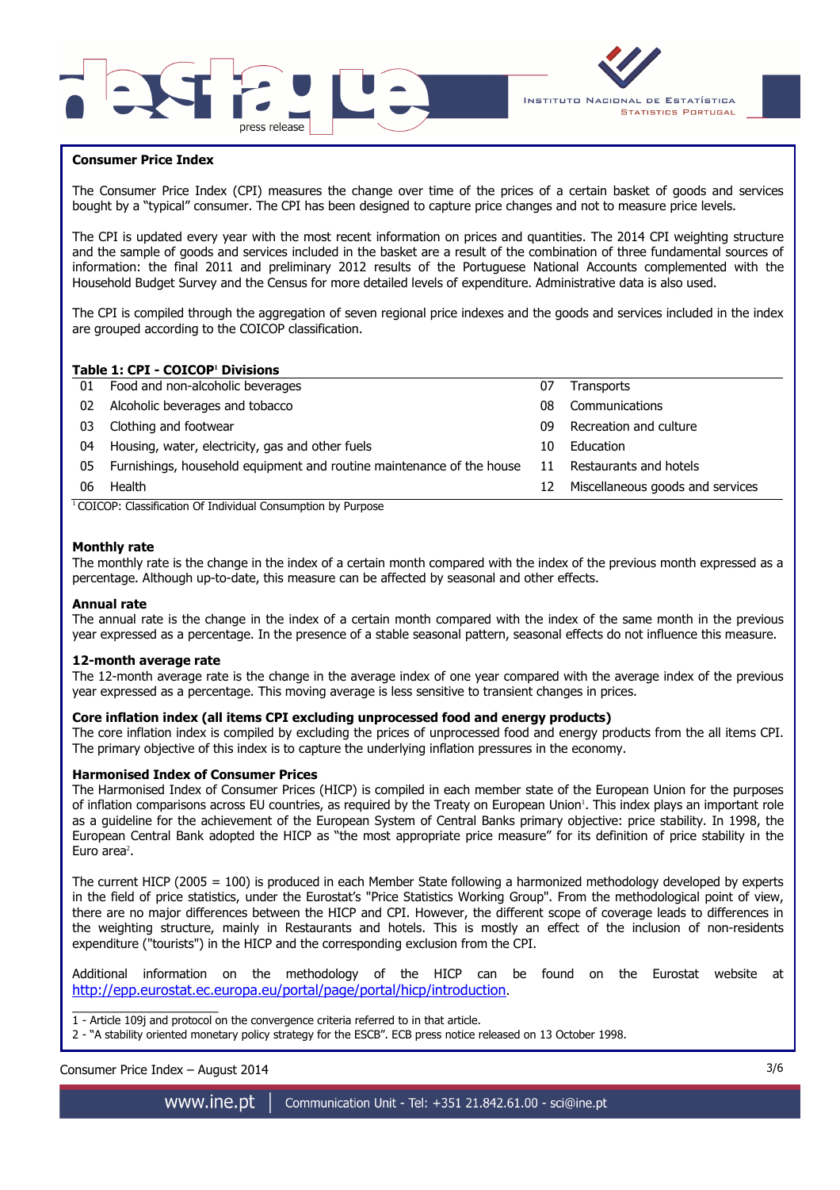## Consumer Price Index

The Consumer Price Index (CPI) measures the change over time of the prices of a certain basket of goods and services bought by a "typical" consumer. The CPI has been designed to capture price changes and not to measure price levels.

The CPI is updated every year with the most recent information on prices and quantities. The 2014 CPI weighting structure and the sample of goods and services included in the basket are a result of the combination of three fundamental sources of information: the final 2011 and preliminary 2012 results of the Portuguese National Accounts complemented with the Household Budget Survey and the Census for more detailed levels of expenditure. Administrative data is also used.

The CPI is compiled through the aggregation of seven regional price indexes and the goods and services included in the index are grouped according to the COICOP classification.

**Table 1: CPI - COICOP[1] Divisions**

| | | | |
|---|---|---|---|
| 01 | Food and non-alcoholic beverages | 07 | Transports |
| 02 | Alcoholic beverages and tobacco | 08 | Communications |
| 03 | Clothing and footwear | 09 | Recreation and culture |
| 04 | Housing, water, electricity, gas and other fuels | 10 | Education |
| 05 | Furnishings, household equipment and routine maintenance of the house | 11 | Restaurants and hotels |
| 06 | Health | 12 | Miscellaneous goods and services |

[1] COICOP: Classification Of Individual Consumption by Purpose

### Monthly rate

The monthly rate is the change in the index of a certain month compared with the index of the previous month expressed as a percentage. Although up-to-date, this measure can be affected by seasonal and other effects.

### Annual rate

The annual rate is the change in the index of a certain month compared with the index of the same month in the previous year expressed as a percentage. In the presence of a stable seasonal pattern, seasonal effects do not influence this measure.

### 12-month average rate

The 12-month average rate is the change in the average index of one year compared with the average index of the previous year expressed as a percentage. This moving average is less sensitive to transient changes in prices.

### Core inflation index (all items CPI excluding unprocessed food and energy products)

The core inflation index is compiled by excluding the prices of unprocessed food and energy products from the all items CPI. The primary objective of this index is to capture the underlying inflation pressures in the economy.

### Harmonised Index of Consumer Prices

The Harmonised Index of Consumer Prices (HICP) is compiled in each member state of the European Union for the purposes of inflation comparisons across EU countries, as required by the Treaty on European Union[1]. This index plays an important role as a guideline for the achievement of the European System of Central Banks primary objective: price stability. In 1998, the European Central Bank adopted the HICP as "the most appropriate price measure" for its definition of price stability in the Euro area[2].

The current HICP (2005 = 100) is produced in each Member State following a harmonized methodology developed by experts in the field of price statistics, under the Eurostat's "Price Statistics Working Group". From the methodological point of view, there are no major differences between the HICP and CPI. However, the different scope of coverage leads to differences in the weighting structure, mainly in Restaurants and hotels. This is mostly an effect of the inclusion of non-residents expenditure ("tourists") in the HICP and the corresponding exclusion from the CPI.

Additional information on the methodology of the HICP can be found on the Eurostat website at http://epp.eurostat.ec.europa.eu/portal/page/portal/hicp/introduction.

1 - Article 109j and protocol on the convergence criteria referred to in that article.
2 - "A stability oriented monetary policy strategy for the ESCB". ECB press notice released on 13 October 1998.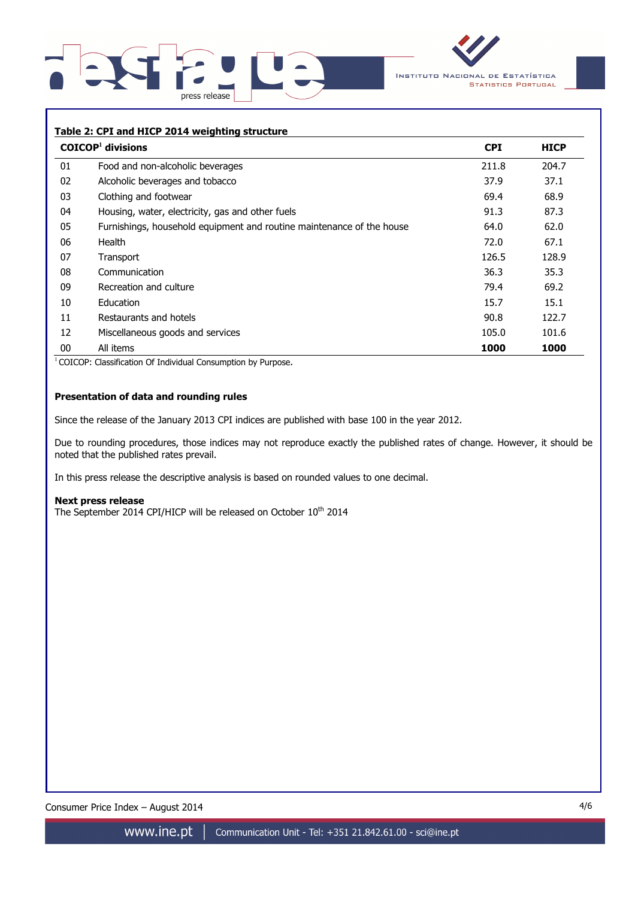**Table 2: CPI and HICP 2014 weighting structure**

| | COICOP[1] divisions | CPI | HICP |
|---|---|---|---|
| 01 | Food and non-alcoholic beverages | 211.8 | 204.7 |
| 02 | Alcoholic beverages and tobacco | 37.9 | 37.1 |
| 03 | Clothing and footwear | 69.4 | 68.9 |
| 04 | Housing, water, electricity, gas and other fuels | 91.3 | 87.3 |
| 05 | Furnishings, household equipment and routine maintenance of the house | 64.0 | 62.0 |
| 06 | Health | 72.0 | 67.1 |
| 07 | Transport | 126.5 | 128.9 |
| 08 | Communication | 36.3 | 35.3 |
| 09 | Recreation and culture | 79.4 | 69.2 |
| 10 | Education | 15.7 | 15.1 |
| 11 | Restaurants and hotels | 90.8 | 122.7 |
| 12 | Miscellaneous goods and services | 105.0 | 101.6 |
| 00 | All items | **1000** | **1000** |

[1] COICOP: Classification Of Individual Consumption by Purpose.

**Presentation of data and rounding rules**

Since the release of the January 2013 CPI indices are published with base 100 in the year 2012.

Due to rounding procedures, those indices may not reproduce exactly the published rates of change. However, it should be noted that the published rates prevail.

In this press release the descriptive analysis is based on rounded values to one decimal.

**Next press release**

The September 2014 CPI/HICP will be released on October 10th 2014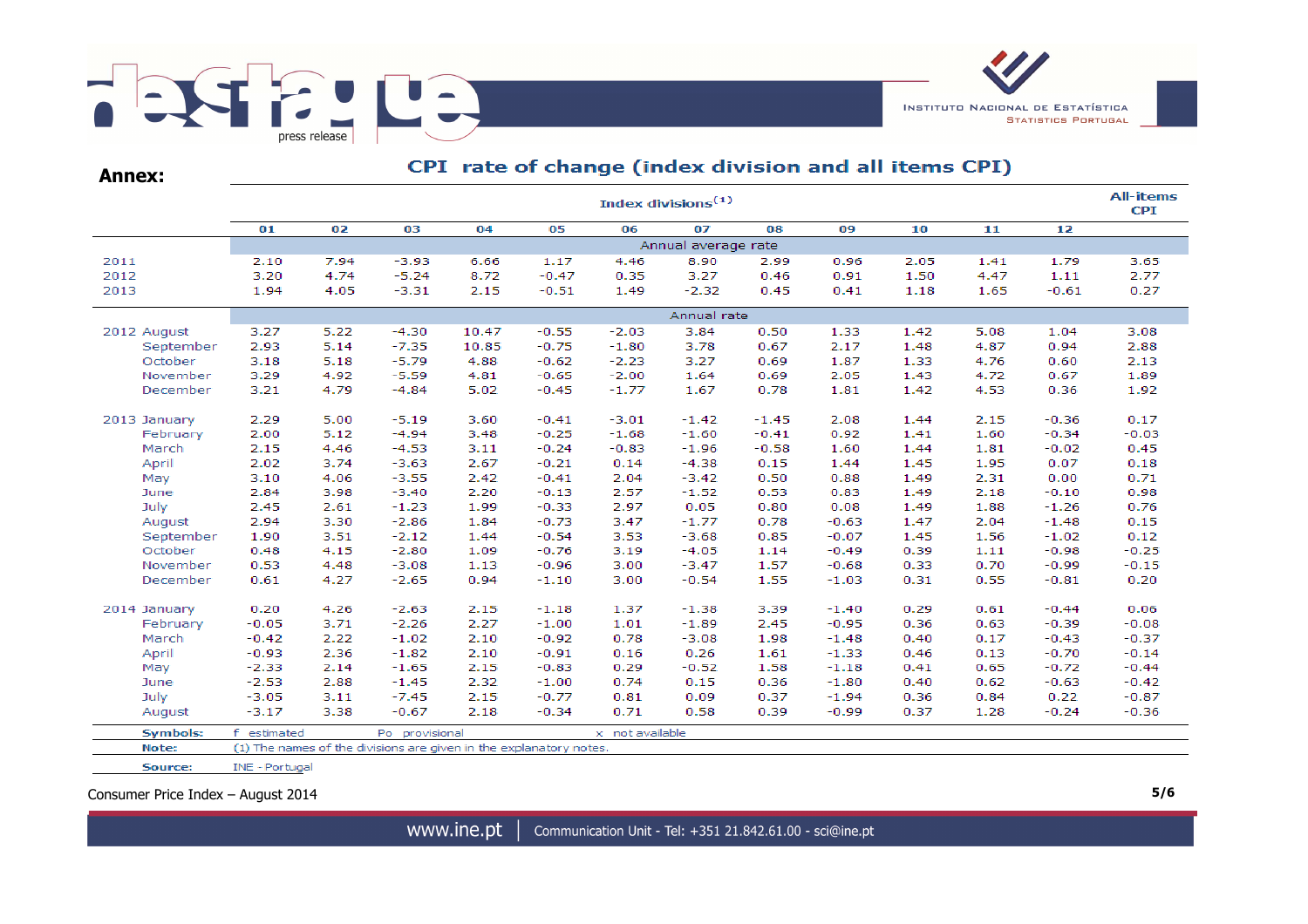## Annex:

### CPI rate of change (index division and all items CPI)

| | Index divisions[1] | | | | | | | | | | | | All-items CPI |
|---|---|---|---|---|---|---|---|---|---|---|---|---|---|
| | 01 | 02 | 03 | 04 | 05 | 06 | 07 | 08 | 09 | 10 | 11 | 12 | |
| | Annual average rate | | | | | | | | | | | | |
| 2011 | 2.10 | 7.94 | -3.93 | 6.66 | 1.17 | 4.46 | 8.90 | 2.99 | 0.96 | 2.05 | 1.41 | 1.79 | 3.65 |
| 2012 | 3.20 | 4.74 | -5.24 | 8.72 | -0.47 | 0.35 | 3.27 | 0.46 | 0.91 | 1.50 | 4.47 | 1.11 | 2.77 |
| 2013 | 1.94 | 4.05 | -3.31 | 2.15 | -0.51 | 1.49 | -2.32 | 0.45 | 0.41 | 1.18 | 1.65 | -0.61 | 0.27 |
| | Annual rate | | | | | | | | | | | | |
| 2012 August | 3.27 | 5.22 | -4.30 | 10.47 | -0.55 | -2.03 | 3.84 | 0.50 | 1.33 | 1.42 | 5.08 | 1.04 | 3.08 |
| September | 2.93 | 5.14 | -7.35 | 10.85 | -0.75 | -1.80 | 3.78 | 0.67 | 2.17 | 1.48 | 4.87 | 0.94 | 2.88 |
| October | 3.18 | 5.18 | -5.79 | 4.88 | -0.62 | -2.23 | 3.27 | 0.69 | 1.87 | 1.33 | 4.76 | 0.60 | 2.13 |
| November | 3.29 | 4.92 | -5.59 | 4.81 | -0.65 | -2.00 | 1.64 | 0.69 | 2.05 | 1.43 | 4.72 | 0.67 | 1.89 |
| December | 3.21 | 4.79 | -4.84 | 5.02 | -0.45 | -1.77 | 1.67 | 0.78 | 1.81 | 1.42 | 4.53 | 0.36 | 1.92 |
| 2013 January | 2.29 | 5.00 | -5.19 | 3.60 | -0.41 | -3.01 | -1.42 | -1.45 | 2.08 | 1.44 | 2.15 | -0.36 | 0.17 |
| February | 2.00 | 5.12 | -4.94 | 3.48 | -0.25 | -1.68 | -1.60 | -0.41 | 0.92 | 1.41 | 1.60 | -0.34 | -0.03 |
| March | 2.15 | 4.46 | -4.53 | 3.11 | -0.24 | -0.83 | -1.96 | -0.58 | 1.60 | 1.44 | 1.81 | -0.02 | 0.45 |
| April | 2.02 | 3.74 | -3.63 | 2.67 | -0.21 | 0.14 | -4.38 | 0.15 | 1.44 | 1.45 | 1.95 | 0.07 | 0.18 |
| May | 3.10 | 4.06 | -3.55 | 2.42 | -0.41 | 2.04 | -3.42 | 0.50 | 0.88 | 1.49 | 2.31 | 0.00 | 0.71 |
| June | 2.84 | 3.98 | -3.40 | 2.20 | -0.13 | 2.57 | -1.52 | 0.53 | 0.83 | 1.49 | 2.18 | -0.10 | 0.98 |
| July | 2.45 | 2.61 | -1.23 | 1.99 | -0.33 | 2.97 | 0.05 | 0.80 | 0.08 | 1.49 | 1.88 | -1.26 | 0.76 |
| August | 2.94 | 3.30 | -2.86 | 1.84 | -0.73 | 3.47 | -1.77 | 0.78 | -0.63 | 1.47 | 2.04 | -1.48 | 0.15 |
| September | 1.90 | 3.51 | -2.12 | 1.44 | -0.54 | 3.53 | -3.68 | 0.85 | -0.07 | 1.45 | 1.56 | -1.02 | 0.12 |
| October | 0.48 | 4.15 | -2.80 | 1.09 | -0.76 | 3.19 | -4.05 | 1.14 | -0.49 | 0.39 | 1.11 | -0.98 | -0.25 |
| November | 0.53 | 4.48 | -3.08 | 1.13 | -0.96 | 3.00 | -3.47 | 1.57 | -0.68 | 0.33 | 0.70 | -0.99 | -0.15 |
| December | 0.61 | 4.27 | -2.65 | 0.94 | -1.10 | 3.00 | -0.54 | 1.55 | -1.03 | 0.31 | 0.55 | -0.81 | 0.20 |
| 2014 January | 0.20 | 4.26 | -2.63 | 2.15 | -1.18 | 1.37 | -1.38 | 3.39 | -1.40 | 0.29 | 0.61 | -0.44 | 0.06 |
| February | -0.05 | 3.71 | -2.26 | 2.27 | -1.00 | 1.01 | -1.89 | 2.45 | -0.95 | 0.36 | 0.63 | -0.39 | -0.08 |
| March | -0.42 | 2.22 | -1.02 | 2.10 | -0.92 | 0.78 | -3.08 | 1.98 | -1.48 | 0.40 | 0.17 | -0.43 | -0.37 |
| April | -0.93 | 2.36 | -1.82 | 2.10 | -0.91 | 0.16 | 0.26 | 1.61 | -1.33 | 0.46 | 0.13 | -0.70 | -0.14 |
| May | -2.33 | 2.14 | -1.65 | 2.15 | -0.83 | 0.29 | -0.52 | 1.58 | -1.18 | 0.41 | 0.65 | -0.72 | -0.44 |
| June | -2.53 | 2.88 | -1.45 | 2.32 | -1.00 | 0.74 | 0.15 | 0.36 | -1.80 | 0.40 | 0.62 | -0.63 | -0.42 |
| July | -3.05 | 3.11 | -7.45 | 2.15 | -0.77 | 0.81 | 0.09 | 0.37 | -1.94 | 0.36 | 0.84 | 0.22 | -0.87 |
| August | -3.17 | 3.38 | -0.67 | 2.18 | -0.34 | 0.71 | 0.58 | 0.39 | -0.99 | 0.37 | 1.28 | -0.24 | -0.36 |

**Symbols:** f estimated  Po provisional  x not available

**Note:** (1) The names of the divisions are given in the explanatory notes.

**Source:** INE - Portugal

Consumer Price Index – August 2014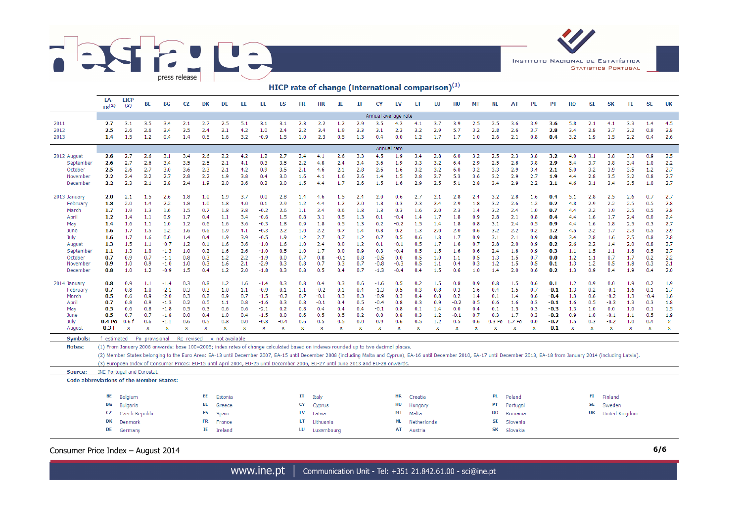## HICP rate of change (international comparison)(1)

| | EA-18(2) | EICP (3) | BE | BG | CZ | DK | DE | EE | EL | ES | FR | HR | IE | IT | CY | LV | LT | LU | HU | MT | NL | AT | PL | PT | RO | SI | SK | FI | SE | UK |
|---|---|---|---|---|---|---|---|---|---|---|---|---|---|---|---|---|---|---|---|---|---|---|---|---|---|---|---|---|---|---|
| **Annual average rate** | | | | | | | | | | | | | | | | | | | | | | | | | | | | | | |
| 2011 | **2.7** | 3.1 | 3.5 | 3.4 | 2.1 | 2.7 | 2.5 | 5.1 | 3.1 | 3.1 | 2.3 | 2.2 | 1.2 | 2.9 | 3.5 | 4.2 | 4.1 | 3.7 | 3.9 | 2.5 | 2.5 | 3.6 | 3.9 | **3.6** | 5.8 | 2.1 | 4.1 | 3.3 | 1.4 | 4.5 |
| 2012 | **2.5** | 2.6 | 2.6 | 2.4 | 3.5 | 2.4 | 2.1 | 4.2 | 1.0 | 2.4 | 2.2 | 3.4 | 1.9 | 3.3 | 3.1 | 2.3 | 3.2 | 2.9 | 5.7 | 3.2 | 2.8 | 2.6 | 3.7 | **2.8** | 3.4 | 2.8 | 3.7 | 3.2 | 0.9 | 2.8 |
| 2013 | **1.4** | 1.5 | 1.2 | 0.4 | 1.4 | 0.5 | 1.6 | 3.2 | -0.9 | 1.5 | 1.0 | 2.3 | 0.5 | 1.3 | 0.4 | 0.0 | 1.2 | 1.7 | 1.7 | 1.0 | 2.6 | 2.1 | 0.8 | **0.4** | 3.2 | 1.9 | 1.5 | 2.2 | 0.4 | 2.6 |
| **Annual rate** | | | | | | | | | | | | | | | | | | | | | | | | | | | | | | |
| 2012 August | **2.6** | 2.7 | 2.6 | 3.1 | 3.4 | 2.6 | 2.2 | 4.2 | 1.2 | 2.7 | 2.4 | 4.1 | 2.6 | 3.3 | 4.5 | 1.9 | 3.4 | 2.8 | 6.0 | 3.2 | 2.5 | 2.3 | 3.8 | **3.2** | 4.0 | 3.1 | 3.8 | 3.3 | 0.9 | 2.5 |
| September | **2.6** | 2.7 | 2.6 | 3.4 | 3.5 | 2.5 | 2.1 | 4.1 | 0.3 | 3.5 | 2.2 | 4.8 | 2.4 | 3.4 | 3.6 | 1.9 | 3.3 | 3.2 | 6.4 | 2.9 | 2.5 | 2.8 | 3.8 | **2.9** | 5.4 | 3.7 | 3.8 | 3.4 | 1.0 | 2.2 |
| October | **2.5** | 2.6 | 2.7 | 3.0 | 3.6 | 2.3 | 2.1 | 4.2 | 0.9 | 3.5 | 2.1 | 4.6 | 2.1 | 2.8 | 2.6 | 1.6 | 3.2 | 3.2 | 6.0 | 3.2 | 3.3 | 2.9 | 3.4 | **2.1** | 5.0 | 3.2 | 3.9 | 3.5 | 1.2 | 2.7 |
| November | **2.2** | 2.4 | 2.2 | 2.7 | 2.8 | 2.2 | 1.9 | 3.8 | 0.4 | 3.0 | 1.6 | 4.1 | 1.6 | 2.6 | 1.4 | 1.5 | 2.8 | 2.7 | 5.3 | 3.6 | 3.2 | 2.9 | 2.7 | **1.9** | 4.4 | 2.8 | 3.5 | 3.2 | 0.8 | 2.7 |
| December | **2.2** | 2.3 | 2.1 | 2.8 | 2.4 | 1.9 | 2.0 | 3.6 | 0.3 | 3.0 | 1.5 | 4.4 | 1.7 | 2.6 | 1.5 | 1.6 | 2.9 | 2.5 | 5.1 | 2.8 | 3.4 | 2.9 | 2.2 | **2.1** | 4.6 | 3.1 | 3.4 | 3.5 | 1.0 | 2.7 |
| 2013 January | **2.0** | 2.1 | 1.5 | 2.6 | 1.8 | 1.0 | 1.9 | 3.7 | 0.0 | 2.8 | 1.4 | 4.6 | 1.5 | 2.4 | 2.0 | 0.6 | 2.7 | 2.1 | 2.8 | 2.4 | 3.2 | 2.8 | 1.6 | **0.4** | 5.1 | 2.8 | 2.5 | 2.6 | 0.7 | 2.7 |
| February | **1.8** | 2.0 | 1.4 | 2.2 | 1.8 | 1.0 | 1.8 | 4.0 | 0.1 | 2.9 | 1.2 | 4.4 | 1.2 | 2.0 | 1.8 | 0.3 | 2.3 | 2.4 | 2.9 | 1.8 | 3.2 | 2.6 | 1.2 | **0.2** | 4.8 | 2.9 | 2.2 | 2.5 | 0.5 | 2.8 |
| March | **1.7** | 1.9 | 1.3 | 1.6 | 1.5 | 0.7 | 1.8 | 3.8 | -0.2 | 2.6 | 1.1 | 3.4 | 0.6 | 1.8 | 1.3 | 0.3 | 1.6 | 2.0 | 2.3 | 1.4 | 3.2 | 2.4 | 1.0 | **0.7** | 4.4 | 2.2 | 1.9 | 2.5 | 0.5 | 2.8 |
| April | **1.2** | 1.4 | 1.1 | 0.9 | 1.7 | 0.4 | 1.1 | 3.4 | -0.6 | 1.5 | 0.8 | 3.1 | 0.5 | 1.3 | 0.1 | -0.4 | 1.4 | 1.7 | 1.8 | 0.9 | 2.8 | 2.1 | 0.8 | **0.4** | 4.4 | 1.6 | 1.7 | 2.4 | 0.0 | 2.4 |
| May | **1.4** | 1.6 | 1.1 | 1.0 | 1.2 | 0.6 | 1.6 | 3.6 | -0.3 | 1.8 | 0.9 | 1.8 | 0.5 | 1.3 | 0.2 | -0.2 | 1.5 | 1.4 | 1.8 | 0.8 | 3.1 | 2.4 | 0.5 | **0.9** | 4.4 | 1.6 | 1.8 | 2.5 | 0.3 | 2.7 |
| June | **1.6** | 1.7 | 1.5 | 1.2 | 1.6 | 0.6 | 1.9 | 4.1 | -0.3 | 2.2 | 1.0 | 2.2 | 0.7 | 1.4 | 0.8 | 0.2 | 1.3 | 2.0 | 2.0 | 0.6 | 3.2 | 2.2 | 0.2 | **1.2** | 4.5 | 2.2 | 1.7 | 2.3 | 0.5 | 2.9 |
| July | **1.6** | 1.7 | 1.6 | 0.0 | 1.4 | 0.4 | 1.9 | 3.9 | -0.5 | 1.9 | 1.2 | 2.7 | 0.7 | 1.2 | 0.7 | 0.5 | 0.6 | 1.8 | 1.7 | 0.9 | 3.1 | 2.1 | 0.9 | **0.8** | 3.4 | 2.8 | 1.6 | 2.5 | 0.8 | 2.8 |
| August | **1.3** | 1.5 | 1.1 | -0.7 | 1.2 | 0.1 | 1.6 | 3.6 | -1.0 | 1.6 | 1.0 | 2.4 | 0.0 | 1.2 | 0.1 | -0.1 | 0.5 | 1.7 | 1.6 | 0.7 | 2.8 | 2.0 | 0.9 | **0.2** | 2.6 | 2.2 | 1.4 | 2.0 | 0.8 | 2.7 |
| September | **1.1** | 1.3 | 1.0 | -1.3 | 1.0 | 0.2 | 1.6 | 2.6 | -1.0 | 0.5 | 1.0 | 1.7 | 0.0 | 0.9 | 0.3 | -0.4 | 0.5 | 1.5 | 1.6 | 0.6 | 2.4 | 1.8 | 0.9 | **0.3** | 1.1 | 1.5 | 1.1 | 1.8 | 0.5 | 2.7 |
| October | **0.7** | 0.9 | 0.7 | -1.1 | 0.8 | 0.3 | 1.2 | 2.2 | -1.9 | 0.0 | 0.7 | 0.8 | -0.1 | 0.8 | -0.5 | 0.0 | 0.5 | 1.0 | 1.1 | 0.5 | 1.3 | 1.5 | 0.7 | **0.0** | 1.2 | 1.1 | 0.7 | 1.7 | 0.2 | 2.2 |
| November | **0.9** | 1.0 | 0.9 | -1.0 | 1.0 | 0.3 | 1.6 | 2.1 | -2.9 | 0.3 | 0.8 | 0.7 | 0.3 | 0.7 | -0.8 | -0.3 | 0.5 | 1.1 | 0.4 | 0.3 | 1.2 | 1.5 | 0.5 | **0.1** | 1.3 | 1.2 | 0.5 | 1.8 | 0.3 | 2.1 |
| December | **0.8** | 1.0 | 1.2 | -0.9 | 1.5 | 0.4 | 1.2 | 2.0 | -1.8 | 0.3 | 0.8 | 0.5 | 0.4 | 0.7 | -1.3 | -0.4 | 0.4 | 1.5 | 0.6 | 1.0 | 1.4 | 2.0 | 0.6 | **0.2** | 1.3 | 0.9 | 0.4 | 1.9 | 0.4 | 2.0 |
| 2014 January | **0.8** | 0.9 | 1.1 | -1.4 | 0.3 | 0.8 | 1.2 | 1.6 | -1.4 | 0.3 | 0.8 | 0.4 | 0.3 | 0.6 | -1.6 | 0.5 | 0.2 | 1.5 | 0.8 | 0.9 | 0.8 | 1.5 | 0.6 | **0.1** | 1.2 | 0.9 | 0.0 | 1.9 | 0.2 | 1.9 |
| February | **0.7** | 0.8 | 1.0 | -2.1 | 0.3 | 0.3 | 1.0 | 1.1 | -0.9 | 0.1 | 1.1 | -0.2 | 0.1 | 0.4 | -1.3 | 0.5 | 0.3 | 0.8 | 0.3 | 1.6 | 0.4 | 1.5 | 0.7 | **-0.1** | 1.3 | 0.2 | -0.1 | 1.6 | 0.1 | 1.7 |
| March | **0.5** | 0.6 | 0.9 | -2.0 | 0.3 | 0.2 | 0.9 | 0.7 | -1.5 | -0.2 | 0.7 | -0.1 | 0.3 | 0.3 | -0.9 | 0.3 | 0.4 | 0.8 | 0.2 | 1.4 | 0.1 | 1.4 | 0.6 | **-0.4** | 1.3 | 0.6 | -0.2 | 1.3 | -0.4 | 1.6 |
| April | **0.7** | 0.8 | 0.9 | -1.3 | 0.2 | 0.5 | 1.1 | 0.8 | -1.6 | 0.3 | 0.8 | -0.1 | 0.4 | 0.5 | -0.4 | 0.8 | 0.3 | 0.9 | -0.2 | 0.5 | 0.6 | 1.6 | 0.3 | **-0.1** | 1.6 | 0.5 | -0.2 | 1.3 | 0.3 | 1.8 |
| May | **0.5** | 0.6 | 0.8 | -1.8 | 0.5 | 0.3 | 0.6 | 0.6 | -2.1 | 0.2 | 0.8 | 0.4 | 0.4 | 0.4 | -0.1 | 0.8 | 0.1 | 1.4 | 0.0 | 0.4 | 0.1 | 1.5 | 0.3 | **-0.3** | 1.3 | 1.0 | 0.0 | 1.0 | 0.1 | 1.5 |
| June | **0.5** | 0.7 | 0.7 | -1.8 | 0.0 | 0.4 | 1.0 | 0.4 | -1.5 | 0.0 | 0.6 | 0.5 | 0.5 | 0.2 | 0.0 | 0.8 | 0.3 | 1.2 | -0.1 | 0.7 | 0.3 | 1.7 | 0.3 | **-0.2** | 0.9 | 1.0 | -0.1 | 1.1 | 0.5 | 1.9 |
| July | **0.4 Po** | 0.6 f | 0.6 | -1.1 | 0.6 | 0.5 | 0.8 | 0.0 | -0.8 | -0.4 | 0.6 | 0.5 | 0.5 | 0.0 | 0.9 | 0.6 | 0.5 | 1.2 | 0.5 | 0.6 | 0.3 Po | 1.7 Po | 0.0 | **-0.7** | 1.5 | 0.3 | -0.2 | 1.0 | 0.4 | x |
| August | **0.3 f** | x | x | x | x | x | x | x | x | x | x | x | x | x | x | x | x | x | x | x | x | x | x | **-0.1** | x | x | x | x | x | x |

**Symbols:** f estimated Po provisional Rc revised x not available

**Notes:** (1) From January 2006 onwards: base 100=2005; index rates of change calculated based on indexes rounded up to two decimal places.

(2) Member States belonging to the Euro Area: EA-13 until December 2007, EA-15 until December 2008 (including Malta and Cyprus), EA-16 until December 2010, EA-17 until December 2013, EA-18 from January 2014 (including Latvia).

(3) European Index of Consumer Prices: EU-15 until April 2004, EU-25 until December 2006, EU-27 until June 2013 and EU-28 onwards.

**Source:** INE-Portugal and Eurostat.

**Code abbreviations of the Member States:**

- **BE** Belgium
- **BG** Bulgaria
- **CZ** Czech Republic
- **DK** Denmark
- **DE** Germany
- **EE** Estonia
- **EL** Greece
- **ES** Spain
- **FR** France
- **IE** Ireland
- **IT** Italy
- **CY** Cyprus
- **LV** Latvia
- **LT** Lithuania
- **LU** Luxembourg
- **HR** Croatia
- **HU** Hungary
- **MT** Malta
- **NL** Netherlands
- **AT** Austria
- **PL** Poland
- **PT** Portugal
- **RO** Romania
- **SI** Slovenia
- **SK** Slovakia
- **FI** Finland
- **SE** Sweden
- **UK** United Kingdom